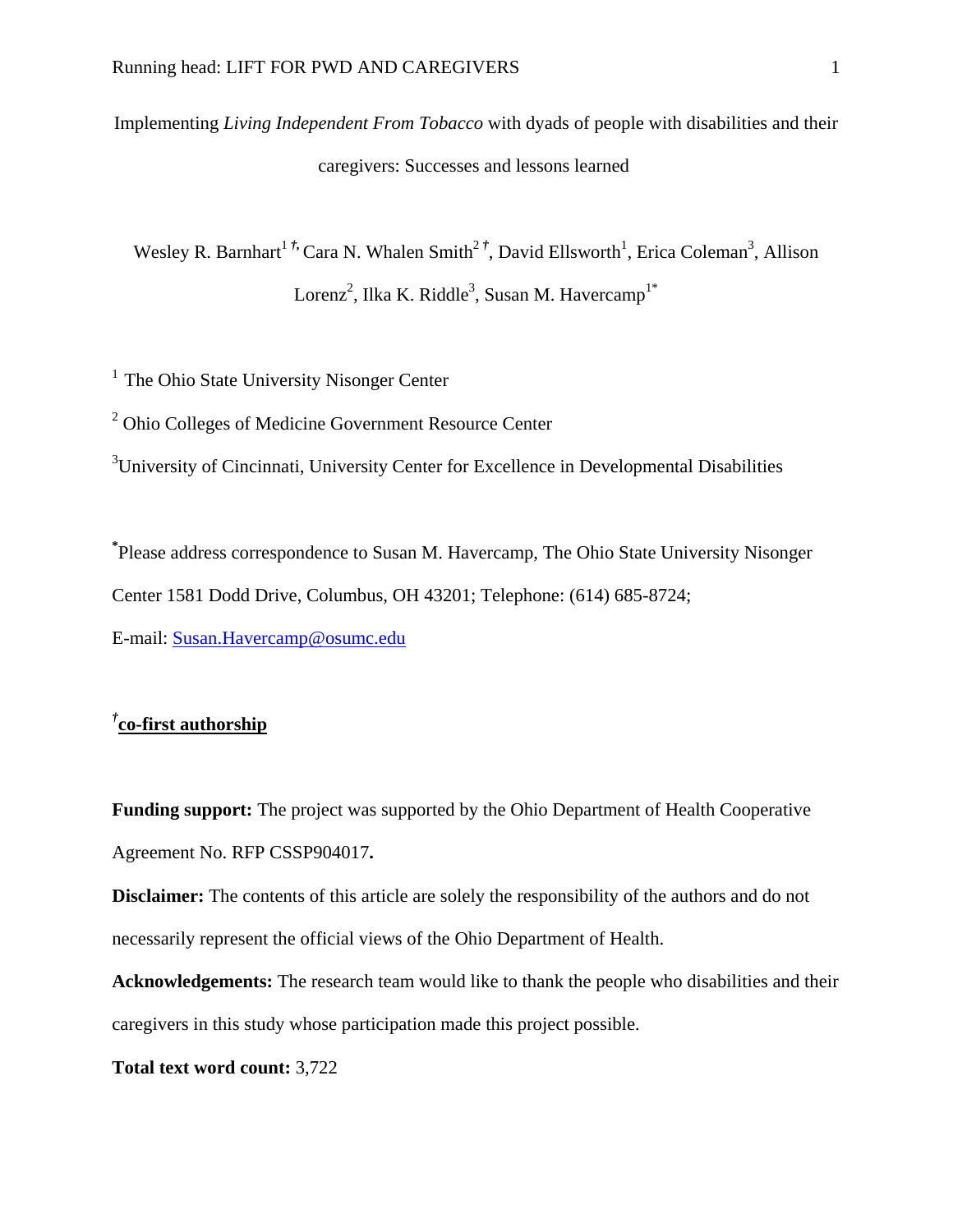# Implementing *Living Independent From Tobacco* with dyads of people with disabilities and their caregivers: Successes and lessons learned

Wesley R. Barnhart[1 †], Cara N. Whalen Smith[2 †], David Ellsworth[1], Erica Coleman[3], Allison Lorenz[2], Ilka K. Riddle[3], Susan M. Havercamp[1*]

[1] The Ohio State University Nisonger Center

[2] Ohio Colleges of Medicine Government Resource Center

[3] University of Cincinnati, University Center for Excellence in Developmental Disabilities

[*] Please address correspondence to Susan M. Havercamp, The Ohio State University Nisonger Center 1581 Dodd Drive, Columbus, OH 43201; Telephone: (614) 685-8724; E-mail: Susan.Havercamp@osumc.edu

[†] **co-first authorship**

**Funding support:** The project was supported by the Ohio Department of Health Cooperative Agreement No. RFP CSSP904017**.**

**Disclaimer:** The contents of this article are solely the responsibility of the authors and do not necessarily represent the official views of the Ohio Department of Health.

**Acknowledgements:** The research team would like to thank the people who disabilities and their caregivers in this study whose participation made this project possible.

**Total text word count:** 3,722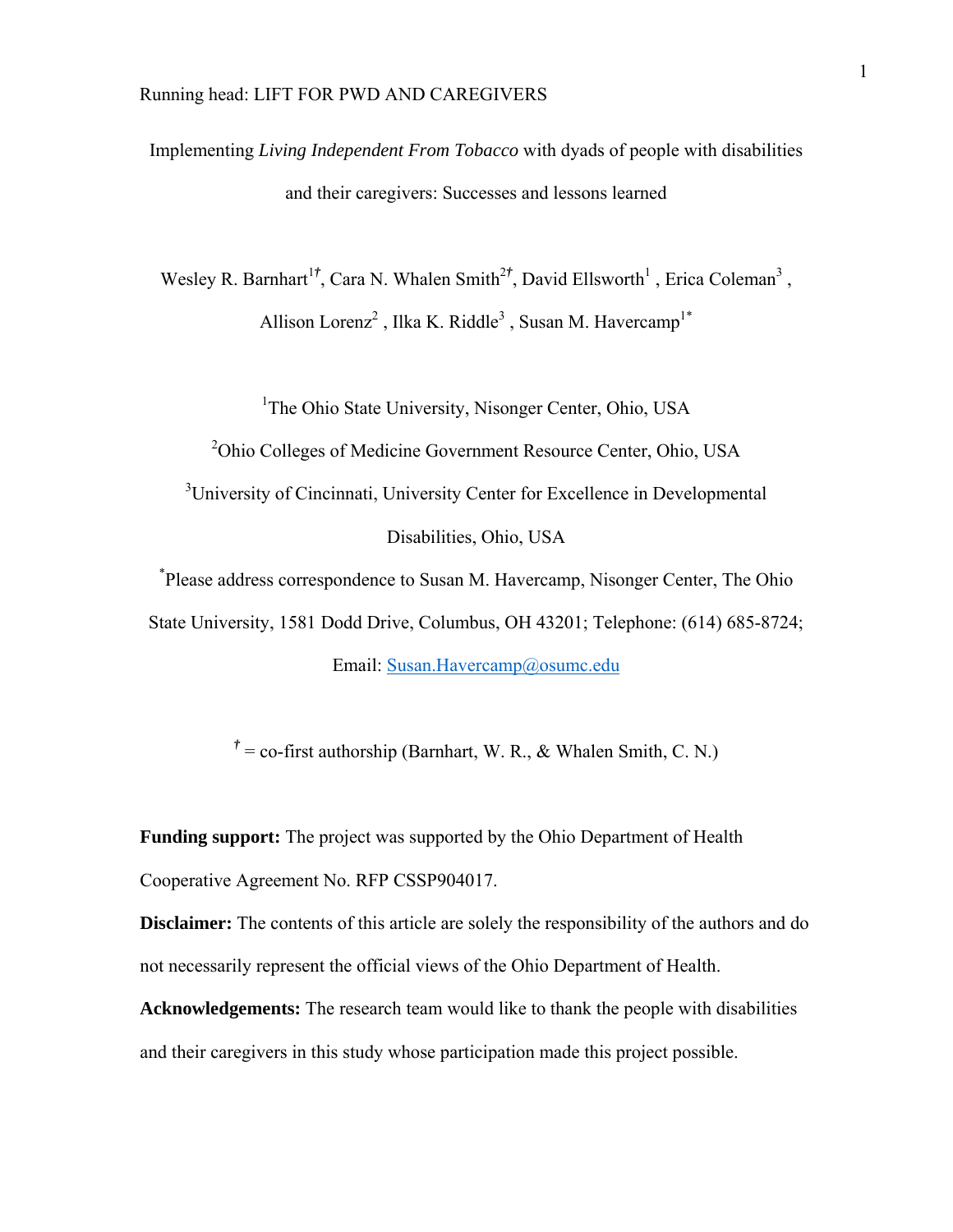Implementing *Living Independent From Tobacco* with dyads of people with disabilities and their caregivers: Successes and lessons learned

Wesley R. Barnhart[1†], Cara N. Whalen Smith[2†], David Ellsworth[1], Erica Coleman[3], Allison Lorenz[2], Ilka K. Riddle[3], Susan M. Havercamp[1*]

[1]The Ohio State University, Nisonger Center, Ohio, USA

[2]Ohio Colleges of Medicine Government Resource Center, Ohio, USA

[3]University of Cincinnati, University Center for Excellence in Developmental Disabilities, Ohio, USA

[*]Please address correspondence to Susan M. Havercamp, Nisonger Center, The Ohio State University, 1581 Dodd Drive, Columbus, OH 43201; Telephone: (614) 685-8724; Email: Susan.Havercamp@osumc.edu

[†] = co-first authorship (Barnhart, W. R., & Whalen Smith, C. N.)

**Funding support:** The project was supported by the Ohio Department of Health Cooperative Agreement No. RFP CSSP904017.

**Disclaimer:** The contents of this article are solely the responsibility of the authors and do not necessarily represent the official views of the Ohio Department of Health.

**Acknowledgements:** The research team would like to thank the people with disabilities and their caregivers in this study whose participation made this project possible.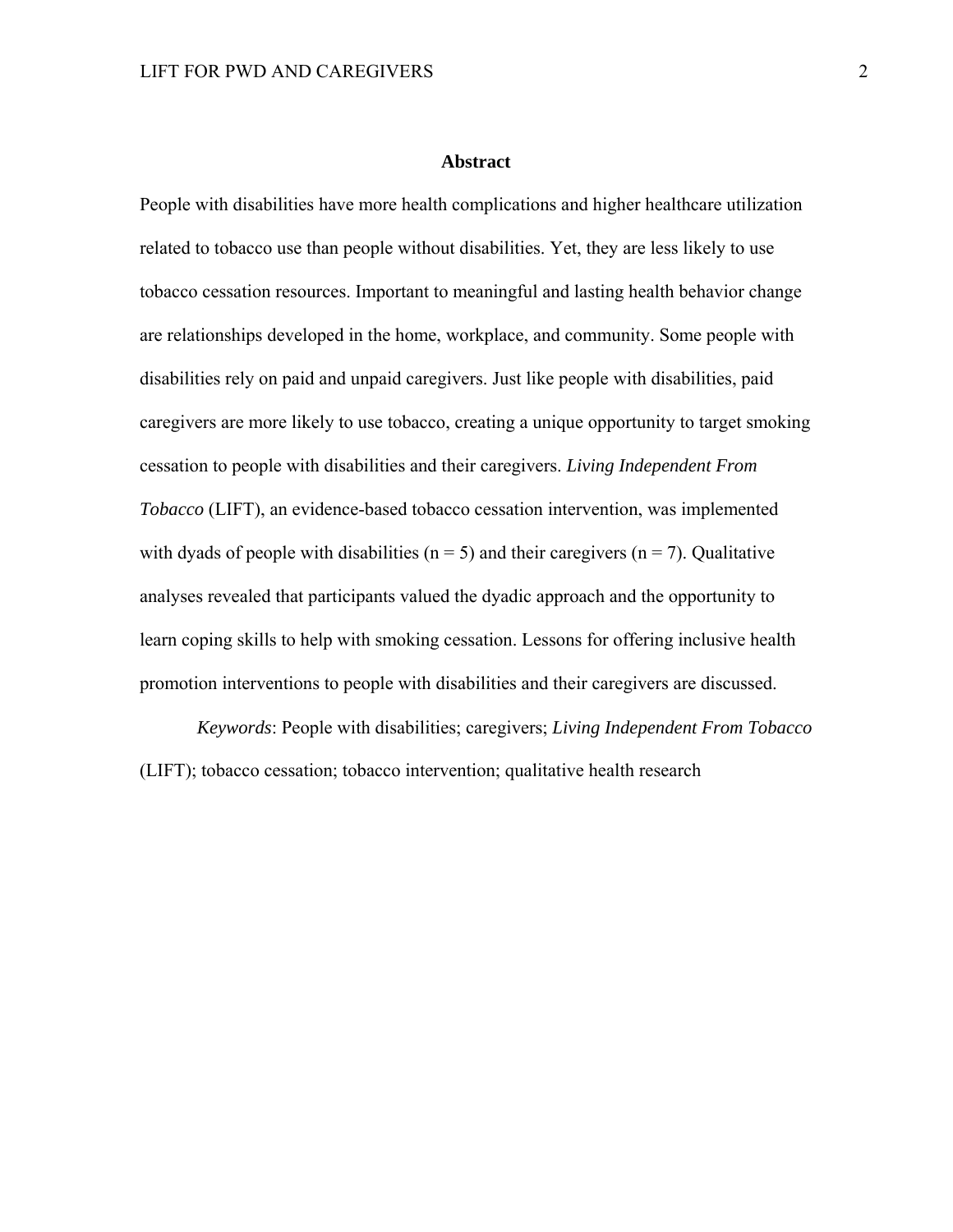## Abstract

People with disabilities have more health complications and higher healthcare utilization related to tobacco use than people without disabilities. Yet, they are less likely to use tobacco cessation resources. Important to meaningful and lasting health behavior change are relationships developed in the home, workplace, and community. Some people with disabilities rely on paid and unpaid caregivers. Just like people with disabilities, paid caregivers are more likely to use tobacco, creating a unique opportunity to target smoking cessation to people with disabilities and their caregivers. *Living Independent From Tobacco* (LIFT), an evidence-based tobacco cessation intervention, was implemented with dyads of people with disabilities (n = 5) and their caregivers (n = 7). Qualitative analyses revealed that participants valued the dyadic approach and the opportunity to learn coping skills to help with smoking cessation. Lessons for offering inclusive health promotion interventions to people with disabilities and their caregivers are discussed.

*Keywords*: People with disabilities; caregivers; *Living Independent From Tobacco* (LIFT); tobacco cessation; tobacco intervention; qualitative health research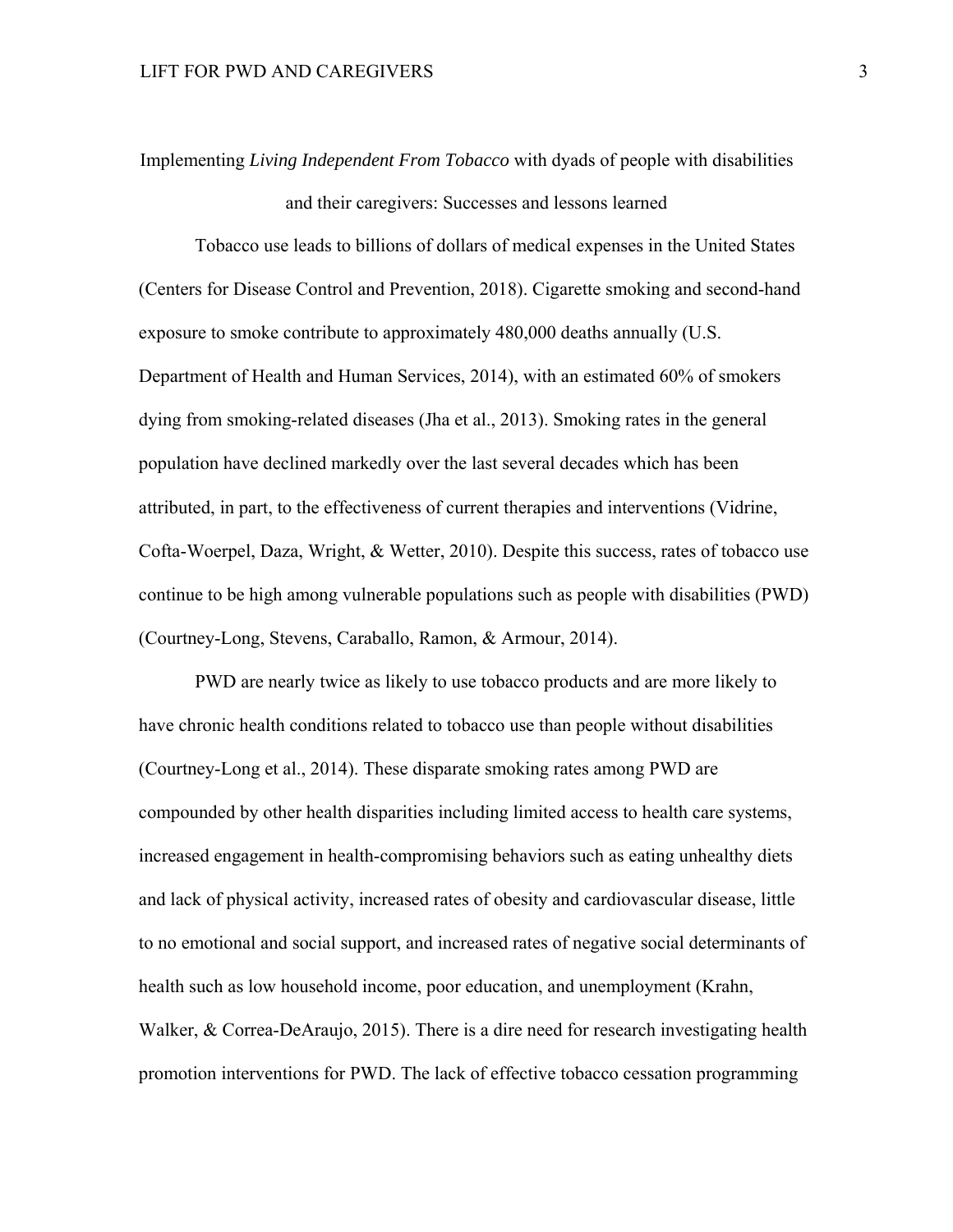# Implementing *Living Independent From Tobacco* with dyads of people with disabilities and their caregivers: Successes and lessons learned

Tobacco use leads to billions of dollars of medical expenses in the United States (Centers for Disease Control and Prevention, 2018). Cigarette smoking and second-hand exposure to smoke contribute to approximately 480,000 deaths annually (U.S. Department of Health and Human Services, 2014), with an estimated 60% of smokers dying from smoking-related diseases (Jha et al., 2013). Smoking rates in the general population have declined markedly over the last several decades which has been attributed, in part, to the effectiveness of current therapies and interventions (Vidrine, Cofta-Woerpel, Daza, Wright, & Wetter, 2010). Despite this success, rates of tobacco use continue to be high among vulnerable populations such as people with disabilities (PWD) (Courtney-Long, Stevens, Caraballo, Ramon, & Armour, 2014).

PWD are nearly twice as likely to use tobacco products and are more likely to have chronic health conditions related to tobacco use than people without disabilities (Courtney-Long et al., 2014). These disparate smoking rates among PWD are compounded by other health disparities including limited access to health care systems, increased engagement in health-compromising behaviors such as eating unhealthy diets and lack of physical activity, increased rates of obesity and cardiovascular disease, little to no emotional and social support, and increased rates of negative social determinants of health such as low household income, poor education, and unemployment (Krahn, Walker, & Correa-DeAraujo, 2015). There is a dire need for research investigating health promotion interventions for PWD. The lack of effective tobacco cessation programming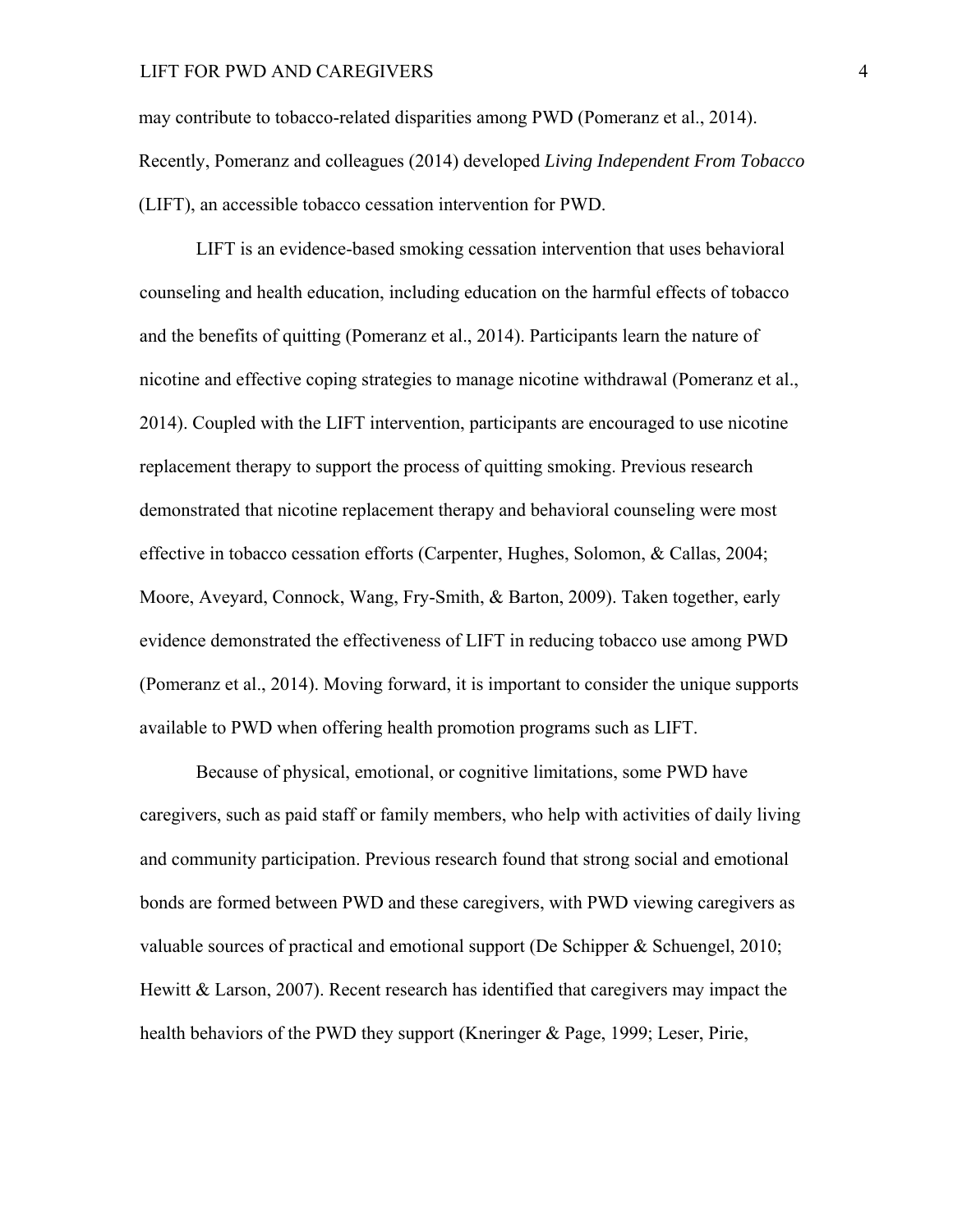may contribute to tobacco-related disparities among PWD (Pomeranz et al., 2014). Recently, Pomeranz and colleagues (2014) developed *Living Independent From Tobacco* (LIFT), an accessible tobacco cessation intervention for PWD.

LIFT is an evidence-based smoking cessation intervention that uses behavioral counseling and health education, including education on the harmful effects of tobacco and the benefits of quitting (Pomeranz et al., 2014). Participants learn the nature of nicotine and effective coping strategies to manage nicotine withdrawal (Pomeranz et al., 2014). Coupled with the LIFT intervention, participants are encouraged to use nicotine replacement therapy to support the process of quitting smoking. Previous research demonstrated that nicotine replacement therapy and behavioral counseling were most effective in tobacco cessation efforts (Carpenter, Hughes, Solomon, & Callas, 2004; Moore, Aveyard, Connock, Wang, Fry-Smith, & Barton, 2009). Taken together, early evidence demonstrated the effectiveness of LIFT in reducing tobacco use among PWD (Pomeranz et al., 2014). Moving forward, it is important to consider the unique supports available to PWD when offering health promotion programs such as LIFT.

Because of physical, emotional, or cognitive limitations, some PWD have caregivers, such as paid staff or family members, who help with activities of daily living and community participation. Previous research found that strong social and emotional bonds are formed between PWD and these caregivers, with PWD viewing caregivers as valuable sources of practical and emotional support (De Schipper & Schuengel, 2010; Hewitt & Larson, 2007). Recent research has identified that caregivers may impact the health behaviors of the PWD they support (Kneringer & Page, 1999; Leser, Pirie,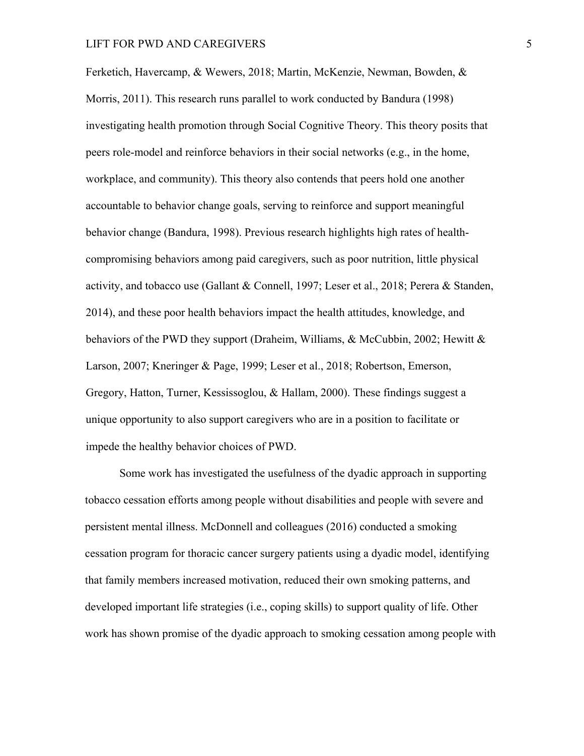Ferketich, Havercamp, & Wewers, 2018; Martin, McKenzie, Newman, Bowden, & Morris, 2011). This research runs parallel to work conducted by Bandura (1998) investigating health promotion through Social Cognitive Theory. This theory posits that peers role-model and reinforce behaviors in their social networks (e.g., in the home, workplace, and community). This theory also contends that peers hold one another accountable to behavior change goals, serving to reinforce and support meaningful behavior change (Bandura, 1998). Previous research highlights high rates of health-compromising behaviors among paid caregivers, such as poor nutrition, little physical activity, and tobacco use (Gallant & Connell, 1997; Leser et al., 2018; Perera & Standen, 2014), and these poor health behaviors impact the health attitudes, knowledge, and behaviors of the PWD they support (Draheim, Williams, & McCubbin, 2002; Hewitt & Larson, 2007; Kneringer & Page, 1999; Leser et al., 2018; Robertson, Emerson, Gregory, Hatton, Turner, Kessissoglou, & Hallam, 2000). These findings suggest a unique opportunity to also support caregivers who are in a position to facilitate or impede the healthy behavior choices of PWD.

Some work has investigated the usefulness of the dyadic approach in supporting tobacco cessation efforts among people without disabilities and people with severe and persistent mental illness. McDonnell and colleagues (2016) conducted a smoking cessation program for thoracic cancer surgery patients using a dyadic model, identifying that family members increased motivation, reduced their own smoking patterns, and developed important life strategies (i.e., coping skills) to support quality of life. Other work has shown promise of the dyadic approach to smoking cessation among people with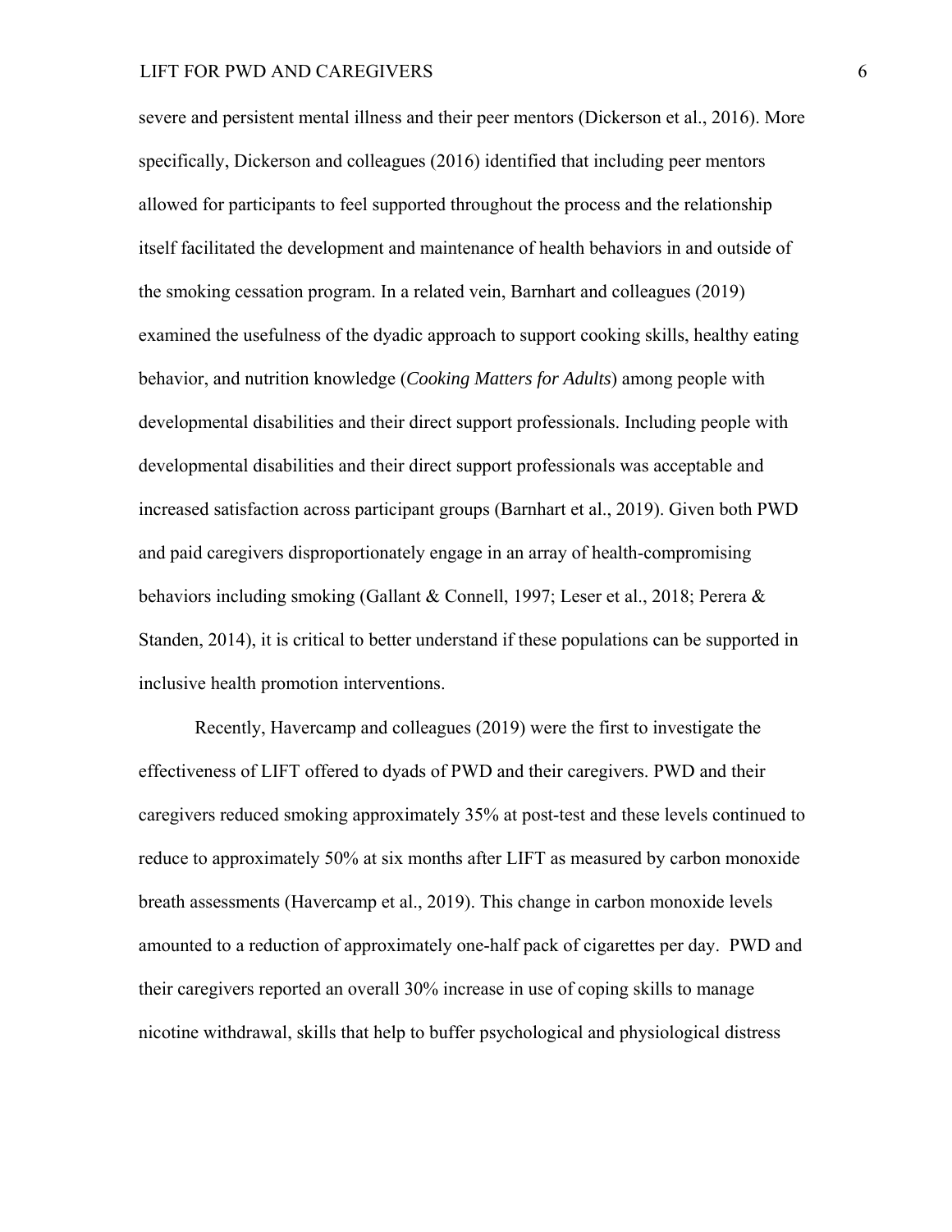severe and persistent mental illness and their peer mentors (Dickerson et al., 2016). More specifically, Dickerson and colleagues (2016) identified that including peer mentors allowed for participants to feel supported throughout the process and the relationship itself facilitated the development and maintenance of health behaviors in and outside of the smoking cessation program. In a related vein, Barnhart and colleagues (2019) examined the usefulness of the dyadic approach to support cooking skills, healthy eating behavior, and nutrition knowledge (*Cooking Matters for Adults*) among people with developmental disabilities and their direct support professionals. Including people with developmental disabilities and their direct support professionals was acceptable and increased satisfaction across participant groups (Barnhart et al., 2019). Given both PWD and paid caregivers disproportionately engage in an array of health-compromising behaviors including smoking (Gallant & Connell, 1997; Leser et al., 2018; Perera & Standen, 2014), it is critical to better understand if these populations can be supported in inclusive health promotion interventions.

Recently, Havercamp and colleagues (2019) were the first to investigate the effectiveness of LIFT offered to dyads of PWD and their caregivers. PWD and their caregivers reduced smoking approximately 35% at post-test and these levels continued to reduce to approximately 50% at six months after LIFT as measured by carbon monoxide breath assessments (Havercamp et al., 2019). This change in carbon monoxide levels amounted to a reduction of approximately one-half pack of cigarettes per day. PWD and their caregivers reported an overall 30% increase in use of coping skills to manage nicotine withdrawal, skills that help to buffer psychological and physiological distress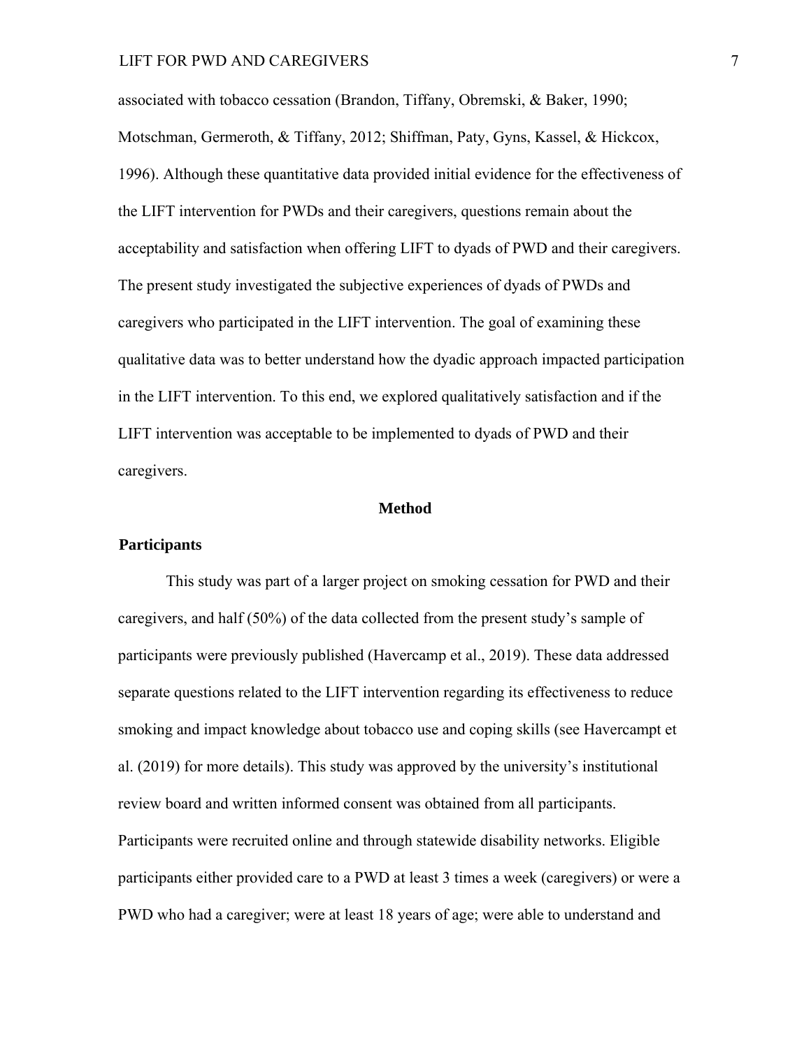associated with tobacco cessation (Brandon, Tiffany, Obremski, & Baker, 1990; Motschman, Germeroth, & Tiffany, 2012; Shiffman, Paty, Gyns, Kassel, & Hickcox, 1996). Although these quantitative data provided initial evidence for the effectiveness of the LIFT intervention for PWDs and their caregivers, questions remain about the acceptability and satisfaction when offering LIFT to dyads of PWD and their caregivers. The present study investigated the subjective experiences of dyads of PWDs and caregivers who participated in the LIFT intervention. The goal of examining these qualitative data was to better understand how the dyadic approach impacted participation in the LIFT intervention. To this end, we explored qualitatively satisfaction and if the LIFT intervention was acceptable to be implemented to dyads of PWD and their caregivers.

# Method

## Participants

This study was part of a larger project on smoking cessation for PWD and their caregivers, and half (50%) of the data collected from the present study's sample of participants were previously published (Havercamp et al., 2019). These data addressed separate questions related to the LIFT intervention regarding its effectiveness to reduce smoking and impact knowledge about tobacco use and coping skills (see Havercampt et al. (2019) for more details). This study was approved by the university's institutional review board and written informed consent was obtained from all participants. Participants were recruited online and through statewide disability networks. Eligible participants either provided care to a PWD at least 3 times a week (caregivers) or were a PWD who had a caregiver; were at least 18 years of age; were able to understand and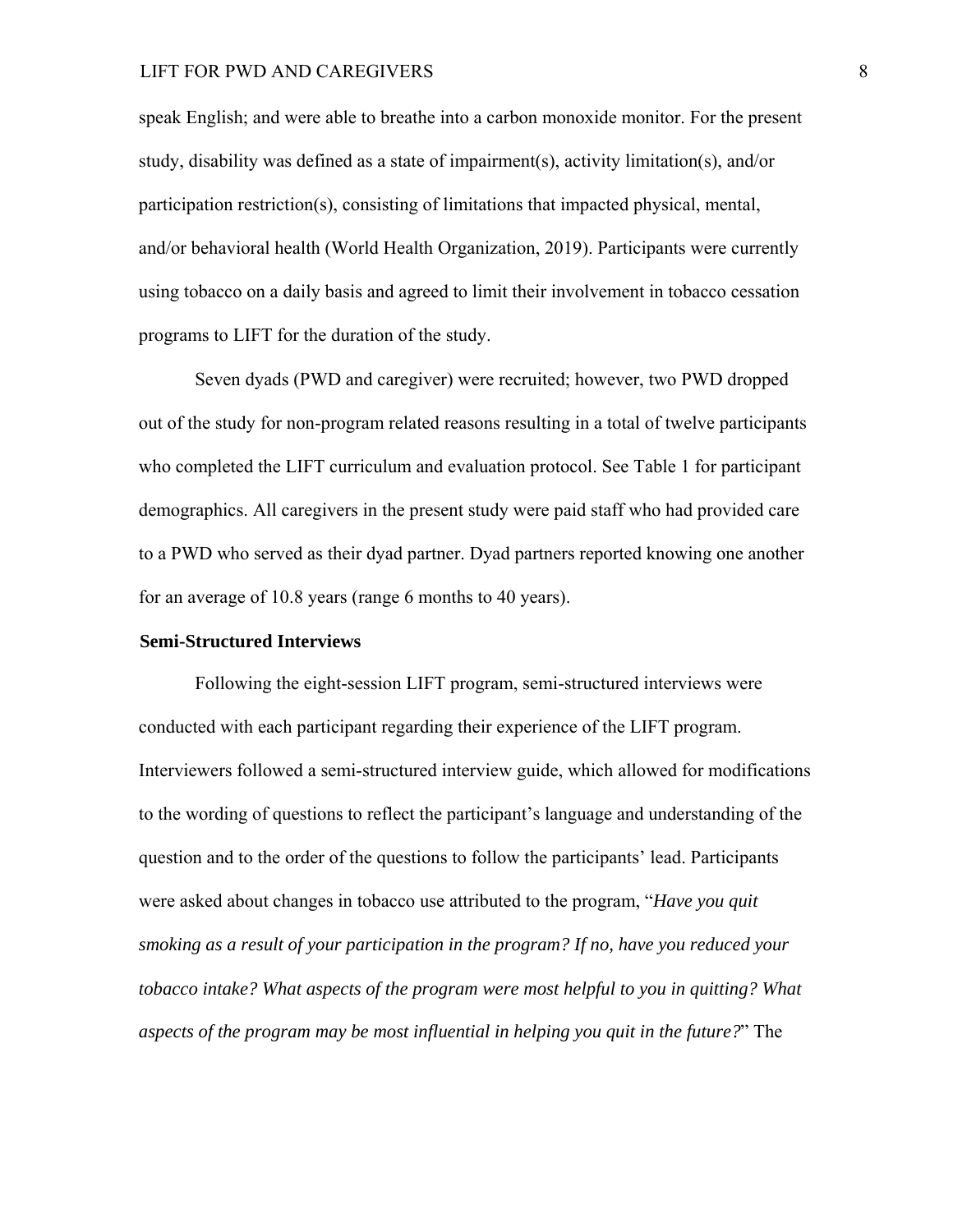speak English; and were able to breathe into a carbon monoxide monitor. For the present study, disability was defined as a state of impairment(s), activity limitation(s), and/or participation restriction(s), consisting of limitations that impacted physical, mental, and/or behavioral health (World Health Organization, 2019). Participants were currently using tobacco on a daily basis and agreed to limit their involvement in tobacco cessation programs to LIFT for the duration of the study.

Seven dyads (PWD and caregiver) were recruited; however, two PWD dropped out of the study for non-program related reasons resulting in a total of twelve participants who completed the LIFT curriculum and evaluation protocol. See Table 1 for participant demographics. All caregivers in the present study were paid staff who had provided care to a PWD who served as their dyad partner. Dyad partners reported knowing one another for an average of 10.8 years (range 6 months to 40 years).

### Semi-Structured Interviews

Following the eight-session LIFT program, semi-structured interviews were conducted with each participant regarding their experience of the LIFT program. Interviewers followed a semi-structured interview guide, which allowed for modifications to the wording of questions to reflect the participant's language and understanding of the question and to the order of the questions to follow the participants' lead. Participants were asked about changes in tobacco use attributed to the program, "*Have you quit smoking as a result of your participation in the program? If no, have you reduced your tobacco intake? What aspects of the program were most helpful to you in quitting? What aspects of the program may be most influential in helping you quit in the future?*" The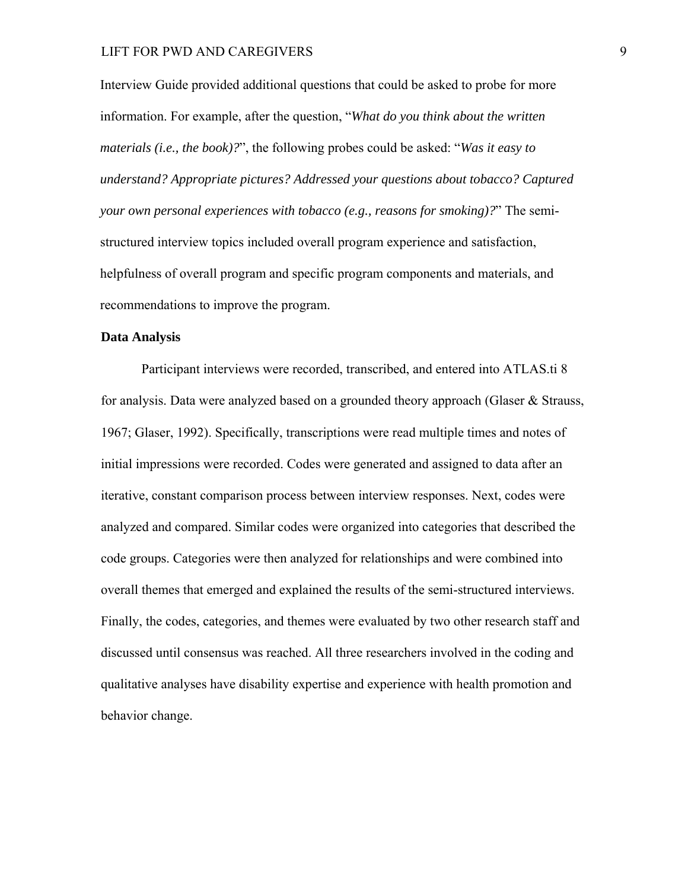Interview Guide provided additional questions that could be asked to probe for more information. For example, after the question, "*What do you think about the written materials (i.e., the book)?*", the following probes could be asked: "*Was it easy to understand? Appropriate pictures? Addressed your questions about tobacco? Captured your own personal experiences with tobacco (e.g., reasons for smoking)?*" The semi-structured interview topics included overall program experience and satisfaction, helpfulness of overall program and specific program components and materials, and recommendations to improve the program.

**Data Analysis**

Participant interviews were recorded, transcribed, and entered into ATLAS.ti 8 for analysis. Data were analyzed based on a grounded theory approach (Glaser & Strauss, 1967; Glaser, 1992). Specifically, transcriptions were read multiple times and notes of initial impressions were recorded. Codes were generated and assigned to data after an iterative, constant comparison process between interview responses. Next, codes were analyzed and compared. Similar codes were organized into categories that described the code groups. Categories were then analyzed for relationships and were combined into overall themes that emerged and explained the results of the semi-structured interviews. Finally, the codes, categories, and themes were evaluated by two other research staff and discussed until consensus was reached. All three researchers involved in the coding and qualitative analyses have disability expertise and experience with health promotion and behavior change.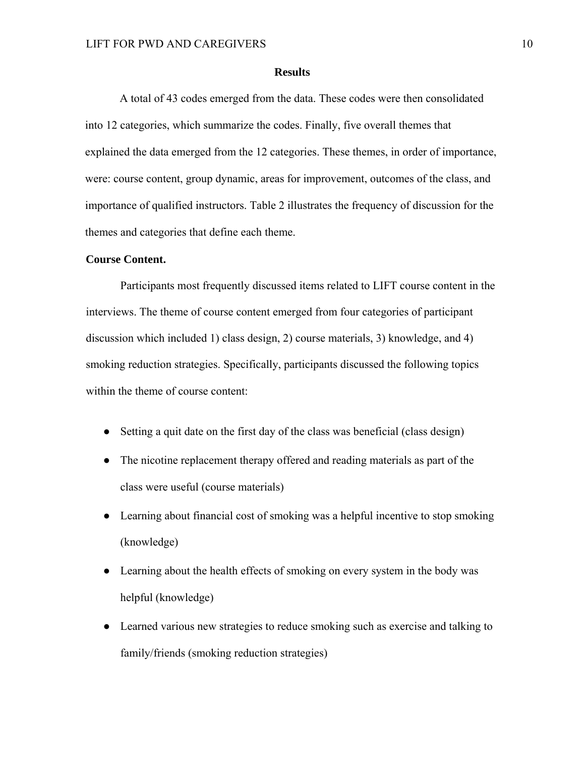## Results

A total of 43 codes emerged from the data. These codes were then consolidated into 12 categories, which summarize the codes. Finally, five overall themes that explained the data emerged from the 12 categories. These themes, in order of importance, were: course content, group dynamic, areas for improvement, outcomes of the class, and importance of qualified instructors. Table 2 illustrates the frequency of discussion for the themes and categories that define each theme.

### Course Content.

Participants most frequently discussed items related to LIFT course content in the interviews. The theme of course content emerged from four categories of participant discussion which included 1) class design, 2) course materials, 3) knowledge, and 4) smoking reduction strategies. Specifically, participants discussed the following topics within the theme of course content:

- Setting a quit date on the first day of the class was beneficial (class design)
- The nicotine replacement therapy offered and reading materials as part of the class were useful (course materials)
- Learning about financial cost of smoking was a helpful incentive to stop smoking (knowledge)
- Learning about the health effects of smoking on every system in the body was helpful (knowledge)
- Learned various new strategies to reduce smoking such as exercise and talking to family/friends (smoking reduction strategies)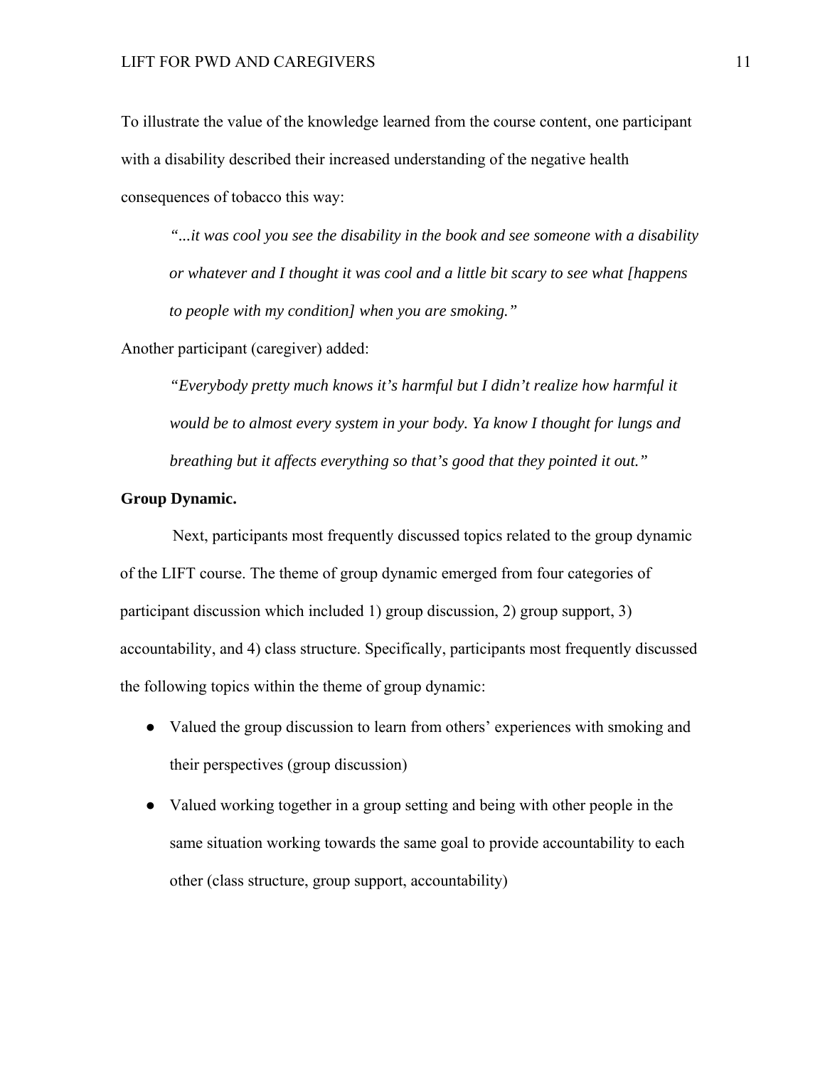To illustrate the value of the knowledge learned from the course content, one participant with a disability described their increased understanding of the negative health consequences of tobacco this way:

> *"...it was cool you see the disability in the book and see someone with a disability or whatever and I thought it was cool and a little bit scary to see what [happens to people with my condition] when you are smoking."*

Another participant (caregiver) added:

> *"Everybody pretty much knows it's harmful but I didn't realize how harmful it would be to almost every system in your body. Ya know I thought for lungs and breathing but it affects everything so that's good that they pointed it out."*

**Group Dynamic.**

Next, participants most frequently discussed topics related to the group dynamic of the LIFT course. The theme of group dynamic emerged from four categories of participant discussion which included 1) group discussion, 2) group support, 3) accountability, and 4) class structure. Specifically, participants most frequently discussed the following topics within the theme of group dynamic:

- Valued the group discussion to learn from others' experiences with smoking and their perspectives (group discussion)
- Valued working together in a group setting and being with other people in the same situation working towards the same goal to provide accountability to each other (class structure, group support, accountability)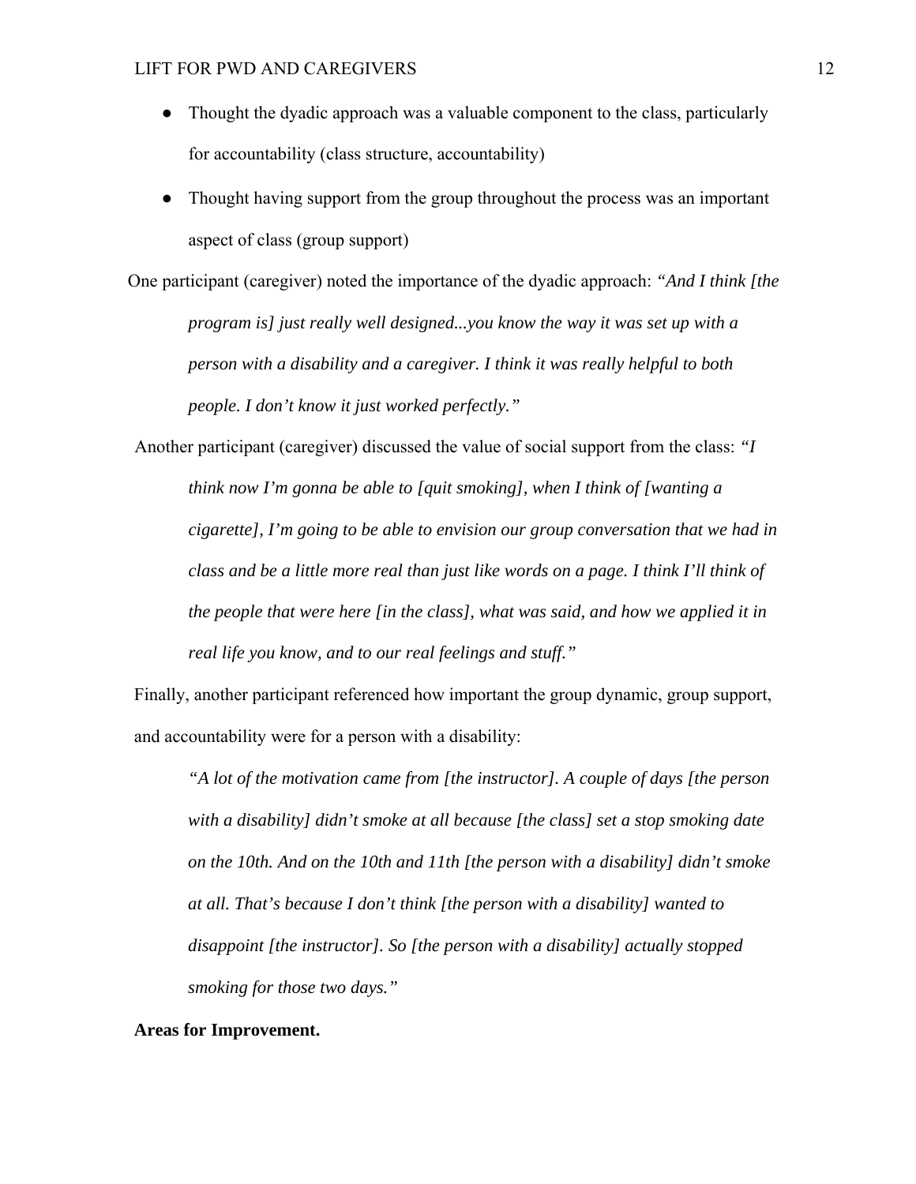- Thought the dyadic approach was a valuable component to the class, particularly for accountability (class structure, accountability)
- Thought having support from the group throughout the process was an important aspect of class (group support)

One participant (caregiver) noted the importance of the dyadic approach: *"And I think [the program is] just really well designed...you know the way it was set up with a person with a disability and a caregiver. I think it was really helpful to both people. I don't know it just worked perfectly."*

Another participant (caregiver) discussed the value of social support from the class: *"I think now I'm gonna be able to [quit smoking], when I think of [wanting a cigarette], I'm going to be able to envision our group conversation that we had in class and be a little more real than just like words on a page. I think I'll think of the people that were here [in the class], what was said, and how we applied it in real life you know, and to our real feelings and stuff."*

Finally, another participant referenced how important the group dynamic, group support, and accountability were for a person with a disability:

> *"A lot of the motivation came from [the instructor]. A couple of days [the person with a disability] didn't smoke at all because [the class] set a stop smoking date on the 10th. And on the 10th and 11th [the person with a disability] didn't smoke at all. That's because I don't think [the person with a disability] wanted to disappoint [the instructor]. So [the person with a disability] actually stopped smoking for those two days."*

**Areas for Improvement.**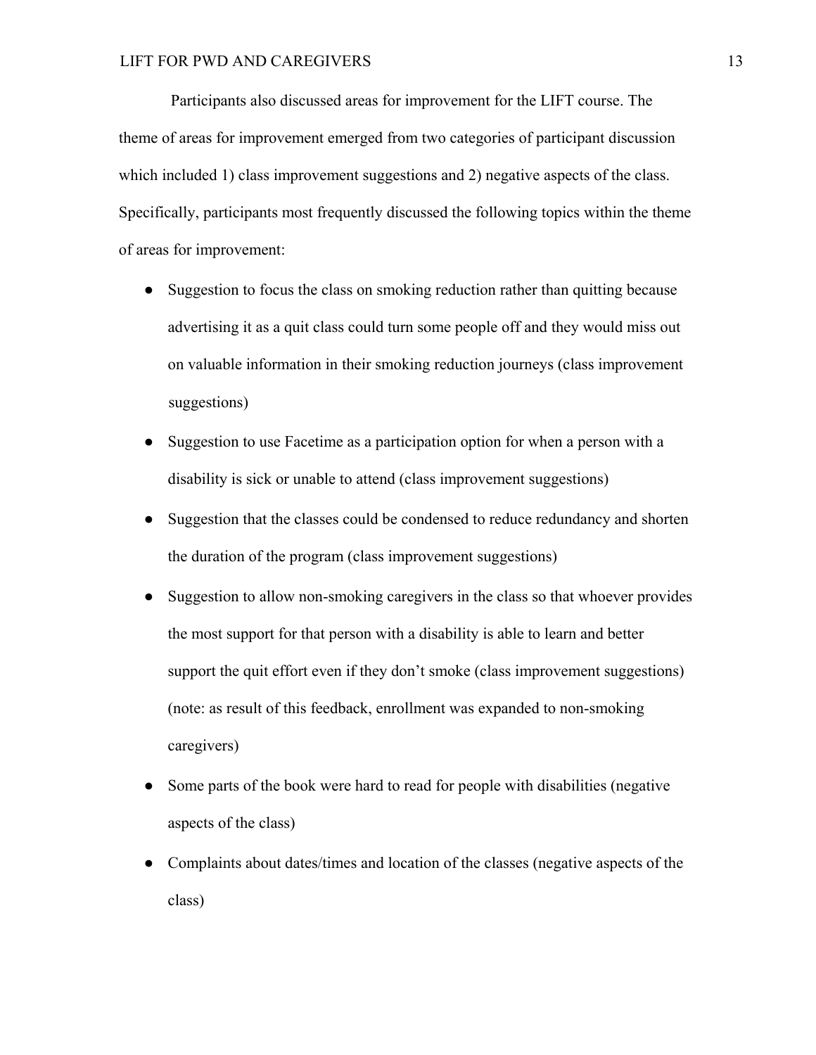Participants also discussed areas for improvement for the LIFT course. The theme of areas for improvement emerged from two categories of participant discussion which included 1) class improvement suggestions and 2) negative aspects of the class. Specifically, participants most frequently discussed the following topics within the theme of areas for improvement:

- Suggestion to focus the class on smoking reduction rather than quitting because advertising it as a quit class could turn some people off and they would miss out on valuable information in their smoking reduction journeys (class improvement suggestions)
- Suggestion to use Facetime as a participation option for when a person with a disability is sick or unable to attend (class improvement suggestions)
- Suggestion that the classes could be condensed to reduce redundancy and shorten the duration of the program (class improvement suggestions)
- Suggestion to allow non-smoking caregivers in the class so that whoever provides the most support for that person with a disability is able to learn and better support the quit effort even if they don't smoke (class improvement suggestions) (note: as result of this feedback, enrollment was expanded to non-smoking caregivers)
- Some parts of the book were hard to read for people with disabilities (negative aspects of the class)
- Complaints about dates/times and location of the classes (negative aspects of the class)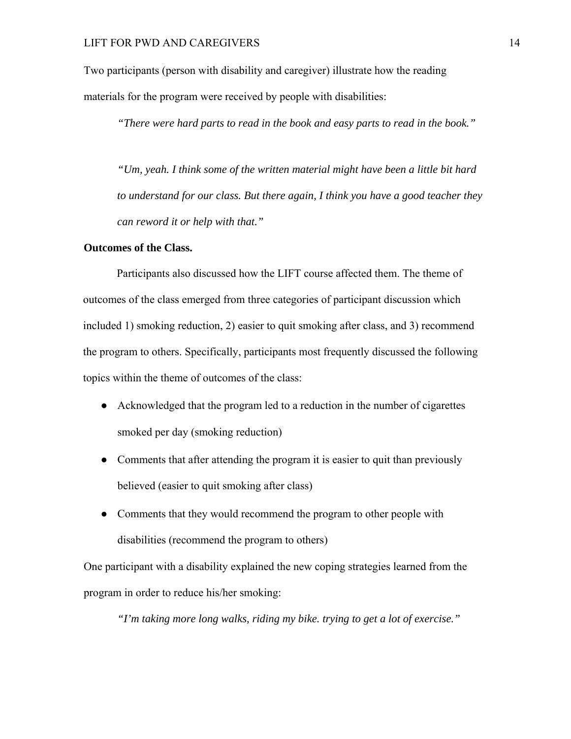Two participants (person with disability and caregiver) illustrate how the reading materials for the program were received by people with disabilities:

> *"There were hard parts to read in the book and easy parts to read in the book."*

> *"Um, yeah. I think some of the written material might have been a little bit hard to understand for our class. But there again, I think you have a good teacher they can reword it or help with that."*

**Outcomes of the Class.**

Participants also discussed how the LIFT course affected them. The theme of outcomes of the class emerged from three categories of participant discussion which included 1) smoking reduction, 2) easier to quit smoking after class, and 3) recommend the program to others. Specifically, participants most frequently discussed the following topics within the theme of outcomes of the class:

- Acknowledged that the program led to a reduction in the number of cigarettes smoked per day (smoking reduction)
- Comments that after attending the program it is easier to quit than previously believed (easier to quit smoking after class)
- Comments that they would recommend the program to other people with disabilities (recommend the program to others)

One participant with a disability explained the new coping strategies learned from the program in order to reduce his/her smoking:

> *"I'm taking more long walks, riding my bike. trying to get a lot of exercise."*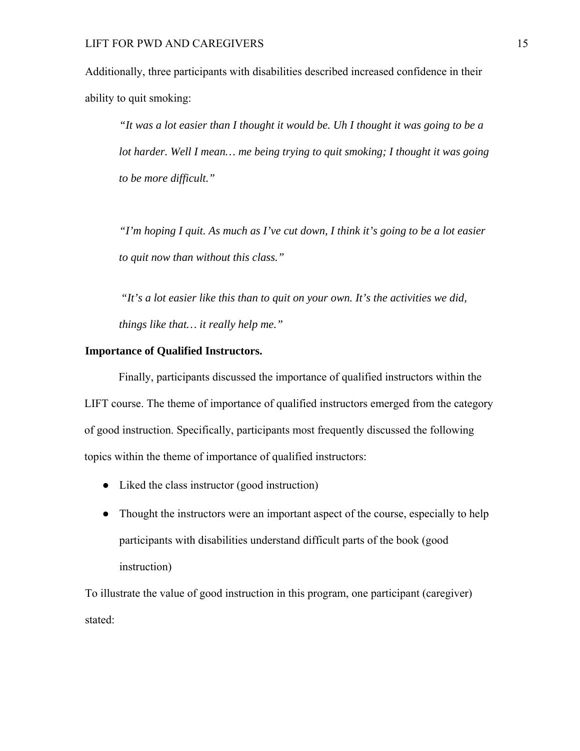Additionally, three participants with disabilities described increased confidence in their ability to quit smoking:

> *"It was a lot easier than I thought it would be. Uh I thought it was going to be a lot harder. Well I mean… me being trying to quit smoking; I thought it was going to be more difficult."*

> *"I'm hoping I quit. As much as I've cut down, I think it's going to be a lot easier to quit now than without this class."*

> *"It's a lot easier like this than to quit on your own. It's the activities we did, things like that… it really help me."*

**Importance of Qualified Instructors.**

Finally, participants discussed the importance of qualified instructors within the LIFT course. The theme of importance of qualified instructors emerged from the category of good instruction. Specifically, participants most frequently discussed the following topics within the theme of importance of qualified instructors:

- Liked the class instructor (good instruction)
- Thought the instructors were an important aspect of the course, especially to help participants with disabilities understand difficult parts of the book (good instruction)

To illustrate the value of good instruction in this program, one participant (caregiver) stated: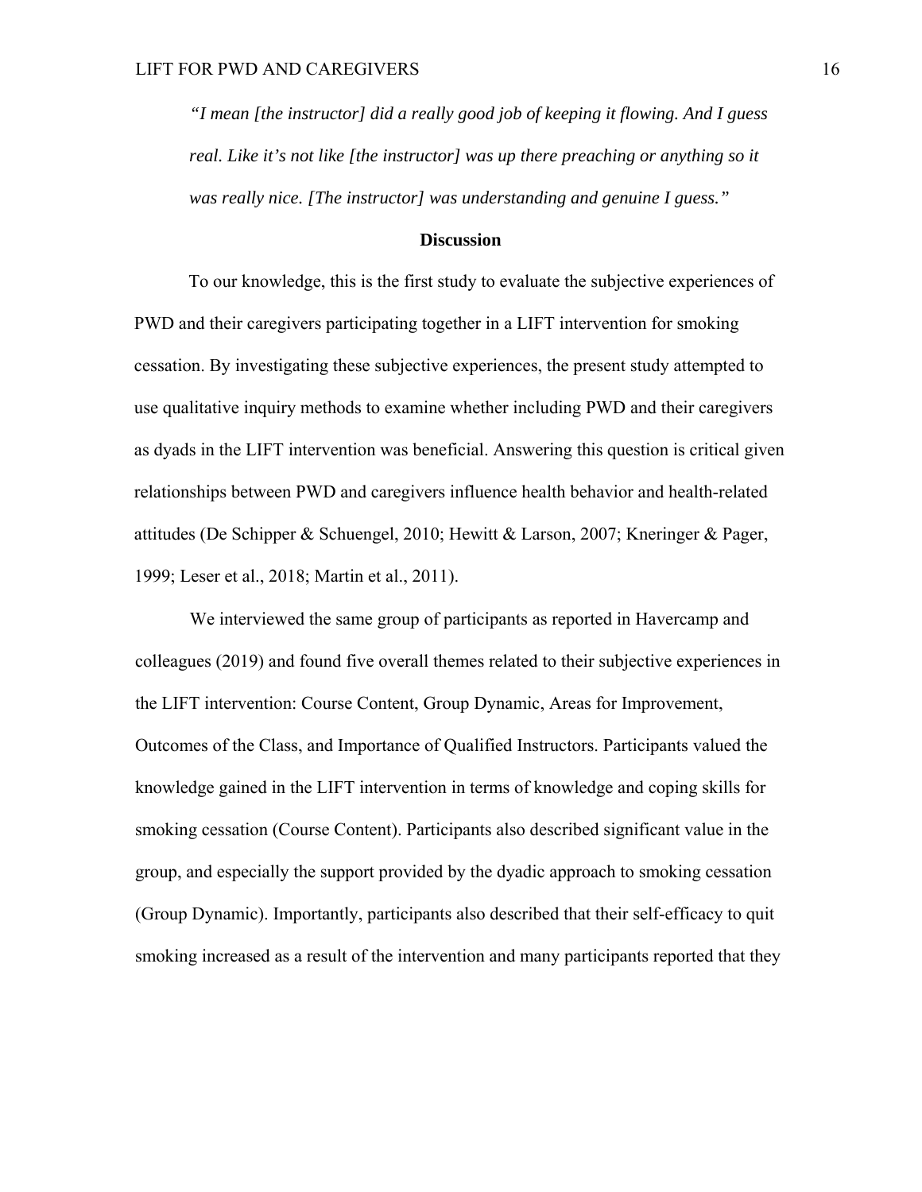*"I mean [the instructor] did a really good job of keeping it flowing. And I guess real. Like it's not like [the instructor] was up there preaching or anything so it was really nice. [The instructor] was understanding and genuine I guess."*

## Discussion

To our knowledge, this is the first study to evaluate the subjective experiences of PWD and their caregivers participating together in a LIFT intervention for smoking cessation. By investigating these subjective experiences, the present study attempted to use qualitative inquiry methods to examine whether including PWD and their caregivers as dyads in the LIFT intervention was beneficial. Answering this question is critical given relationships between PWD and caregivers influence health behavior and health-related attitudes (De Schipper & Schuengel, 2010; Hewitt & Larson, 2007; Kneringer & Pager, 1999; Leser et al., 2018; Martin et al., 2011).

We interviewed the same group of participants as reported in Havercamp and colleagues (2019) and found five overall themes related to their subjective experiences in the LIFT intervention: Course Content, Group Dynamic, Areas for Improvement, Outcomes of the Class, and Importance of Qualified Instructors. Participants valued the knowledge gained in the LIFT intervention in terms of knowledge and coping skills for smoking cessation (Course Content). Participants also described significant value in the group, and especially the support provided by the dyadic approach to smoking cessation (Group Dynamic). Importantly, participants also described that their self-efficacy to quit smoking increased as a result of the intervention and many participants reported that they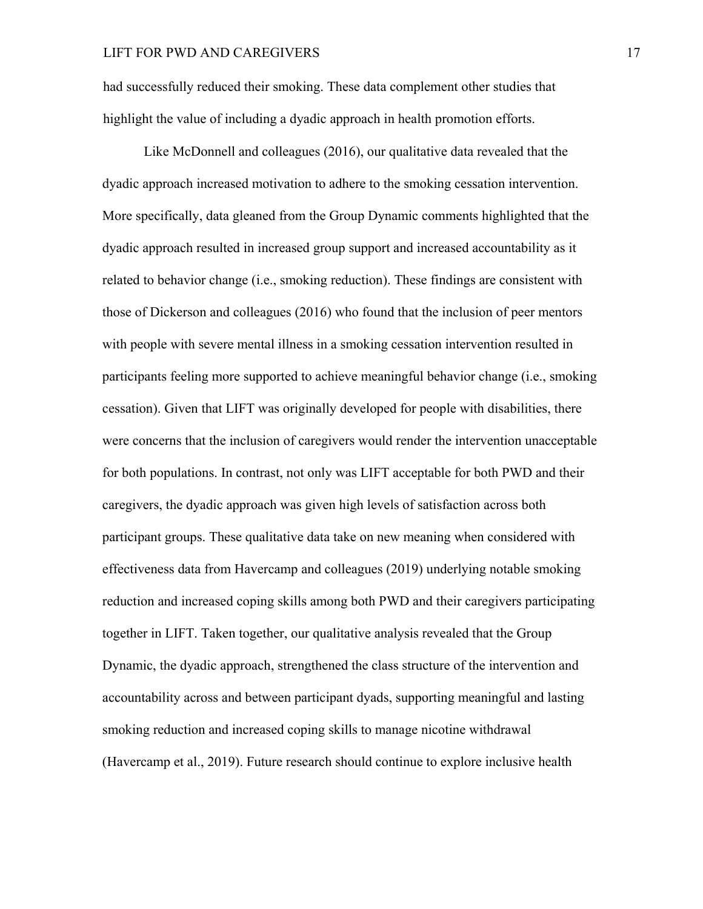had successfully reduced their smoking. These data complement other studies that highlight the value of including a dyadic approach in health promotion efforts.

Like McDonnell and colleagues (2016), our qualitative data revealed that the dyadic approach increased motivation to adhere to the smoking cessation intervention. More specifically, data gleaned from the Group Dynamic comments highlighted that the dyadic approach resulted in increased group support and increased accountability as it related to behavior change (i.e., smoking reduction). These findings are consistent with those of Dickerson and colleagues (2016) who found that the inclusion of peer mentors with people with severe mental illness in a smoking cessation intervention resulted in participants feeling more supported to achieve meaningful behavior change (i.e., smoking cessation). Given that LIFT was originally developed for people with disabilities, there were concerns that the inclusion of caregivers would render the intervention unacceptable for both populations. In contrast, not only was LIFT acceptable for both PWD and their caregivers, the dyadic approach was given high levels of satisfaction across both participant groups. These qualitative data take on new meaning when considered with effectiveness data from Havercamp and colleagues (2019) underlying notable smoking reduction and increased coping skills among both PWD and their caregivers participating together in LIFT. Taken together, our qualitative analysis revealed that the Group Dynamic, the dyadic approach, strengthened the class structure of the intervention and accountability across and between participant dyads, supporting meaningful and lasting smoking reduction and increased coping skills to manage nicotine withdrawal (Havercamp et al., 2019). Future research should continue to explore inclusive health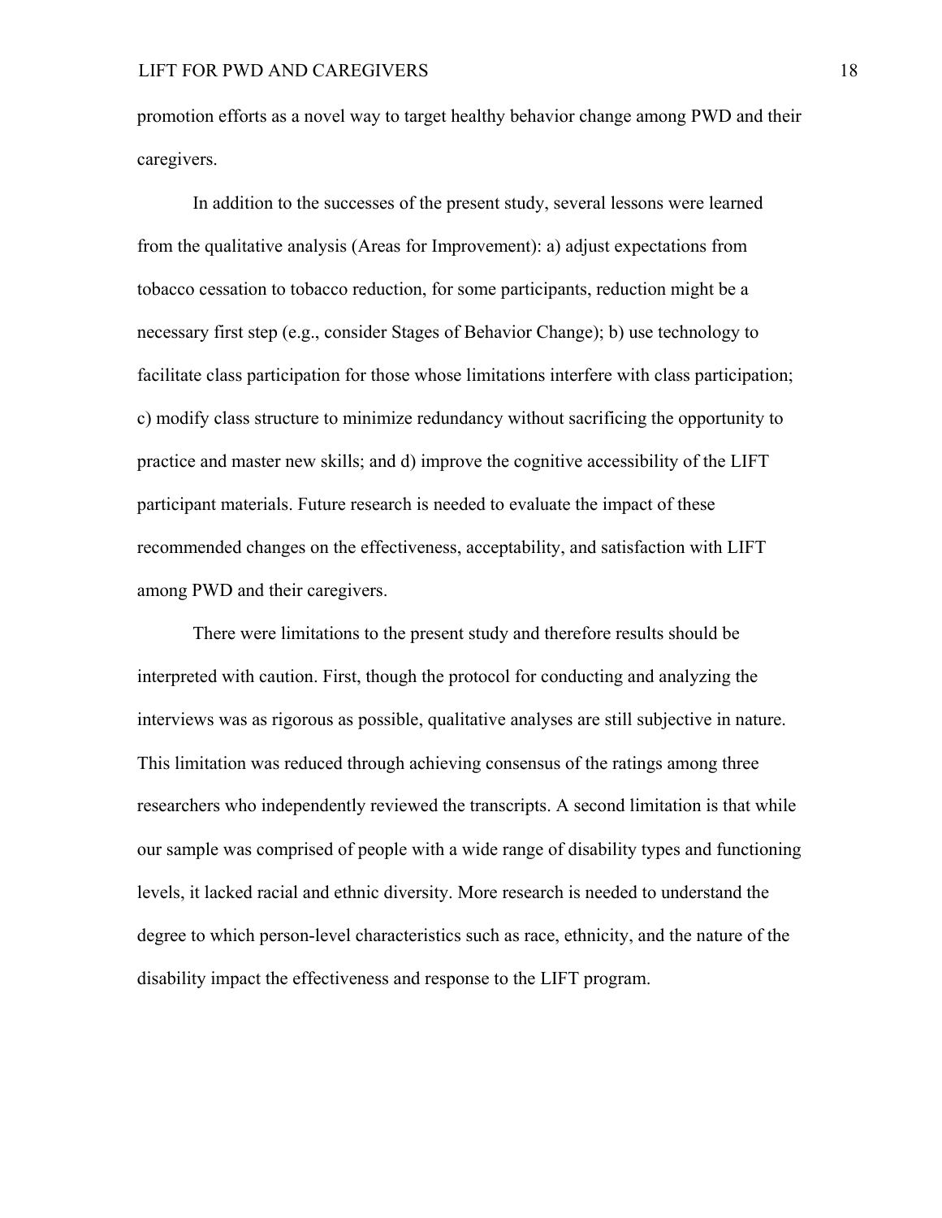promotion efforts as a novel way to target healthy behavior change among PWD and their caregivers.

In addition to the successes of the present study, several lessons were learned from the qualitative analysis (Areas for Improvement): a) adjust expectations from tobacco cessation to tobacco reduction, for some participants, reduction might be a necessary first step (e.g., consider Stages of Behavior Change); b) use technology to facilitate class participation for those whose limitations interfere with class participation; c) modify class structure to minimize redundancy without sacrificing the opportunity to practice and master new skills; and d) improve the cognitive accessibility of the LIFT participant materials. Future research is needed to evaluate the impact of these recommended changes on the effectiveness, acceptability, and satisfaction with LIFT among PWD and their caregivers.

There were limitations to the present study and therefore results should be interpreted with caution. First, though the protocol for conducting and analyzing the interviews was as rigorous as possible, qualitative analyses are still subjective in nature. This limitation was reduced through achieving consensus of the ratings among three researchers who independently reviewed the transcripts. A second limitation is that while our sample was comprised of people with a wide range of disability types and functioning levels, it lacked racial and ethnic diversity. More research is needed to understand the degree to which person-level characteristics such as race, ethnicity, and the nature of the disability impact the effectiveness and response to the LIFT program.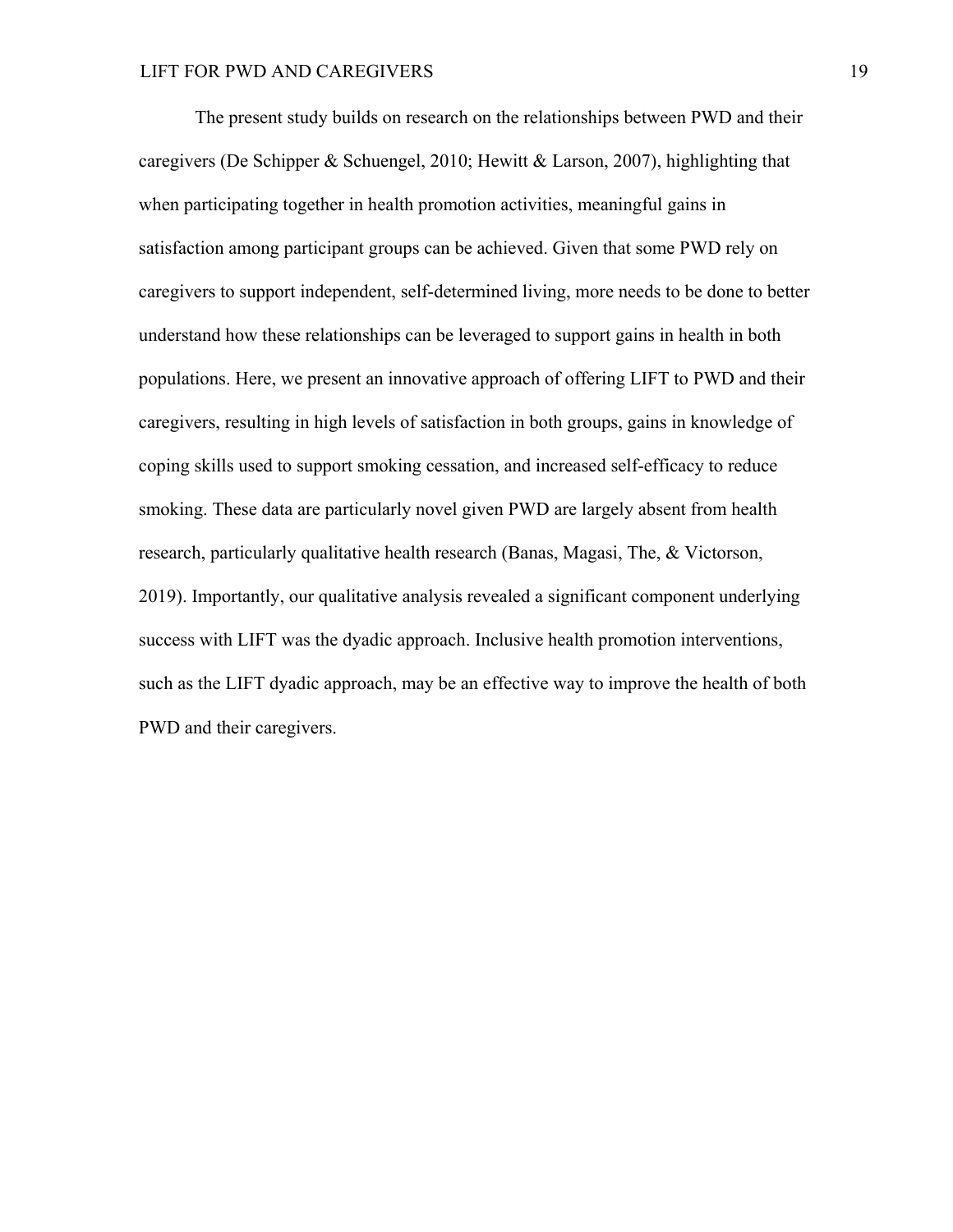The present study builds on research on the relationships between PWD and their caregivers (De Schipper & Schuengel, 2010; Hewitt & Larson, 2007), highlighting that when participating together in health promotion activities, meaningful gains in satisfaction among participant groups can be achieved. Given that some PWD rely on caregivers to support independent, self-determined living, more needs to be done to better understand how these relationships can be leveraged to support gains in health in both populations. Here, we present an innovative approach of offering LIFT to PWD and their caregivers, resulting in high levels of satisfaction in both groups, gains in knowledge of coping skills used to support smoking cessation, and increased self-efficacy to reduce smoking. These data are particularly novel given PWD are largely absent from health research, particularly qualitative health research (Banas, Magasi, The, & Victorson, 2019). Importantly, our qualitative analysis revealed a significant component underlying success with LIFT was the dyadic approach. Inclusive health promotion interventions, such as the LIFT dyadic approach, may be an effective way to improve the health of both PWD and their caregivers.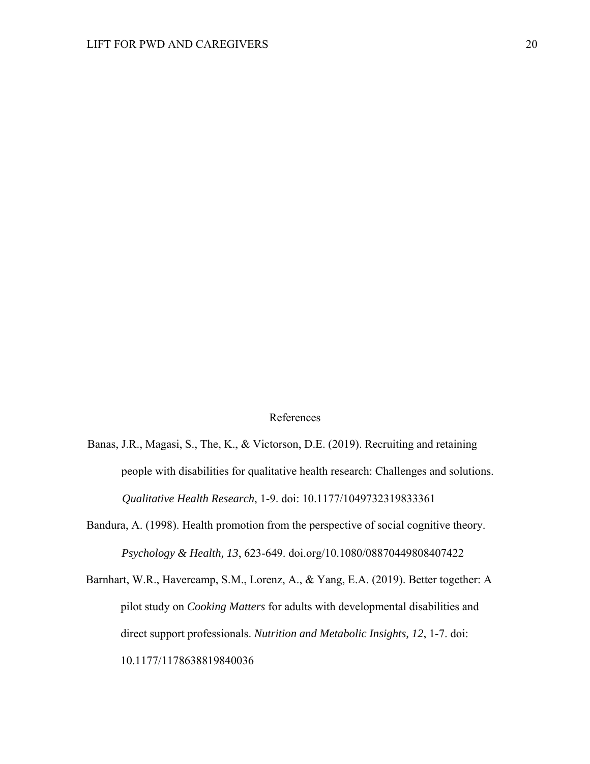# References

Banas, J.R., Magasi, S., The, K., & Victorson, D.E. (2019). Recruiting and retaining people with disabilities for qualitative health research: Challenges and solutions. *Qualitative Health Research*, 1-9. doi: 10.1177/1049732319833361

Bandura, A. (1998). Health promotion from the perspective of social cognitive theory. *Psychology & Health, 13*, 623-649. doi.org/10.1080/08870449808407422

Barnhart, W.R., Havercamp, S.M., Lorenz, A., & Yang, E.A. (2019). Better together: A pilot study on *Cooking Matters* for adults with developmental disabilities and direct support professionals. *Nutrition and Metabolic Insights, 12*, 1-7. doi: 10.1177/1178638819840036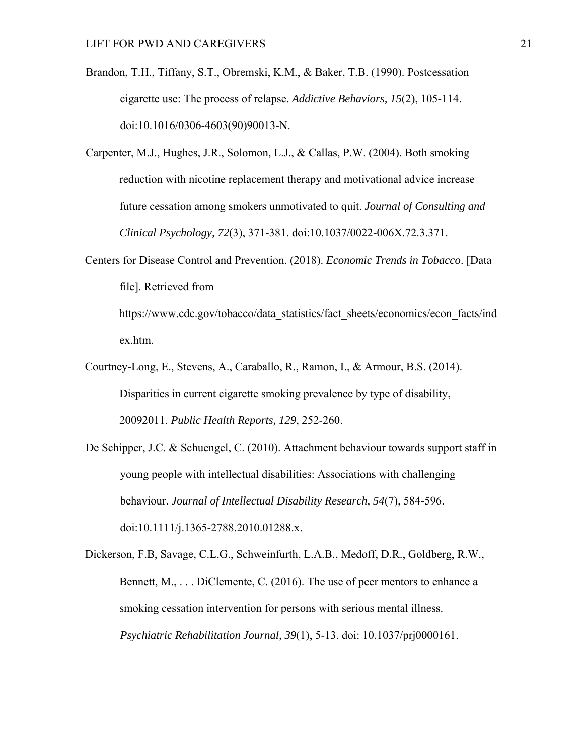Brandon, T.H., Tiffany, S.T., Obremski, K.M., & Baker, T.B. (1990). Postcessation cigarette use: The process of relapse. *Addictive Behaviors, 15*(2), 105-114. doi:10.1016/0306-4603(90)90013-N.

Carpenter, M.J., Hughes, J.R., Solomon, L.J., & Callas, P.W. (2004). Both smoking reduction with nicotine replacement therapy and motivational advice increase future cessation among smokers unmotivated to quit. *Journal of Consulting and Clinical Psychology, 72*(3), 371-381. doi:10.1037/0022-006X.72.3.371.

Centers for Disease Control and Prevention. (2018). *Economic Trends in Tobacco*. [Data file]. Retrieved from https://www.cdc.gov/tobacco/data_statistics/fact_sheets/economics/econ_facts/index.htm.

Courtney-Long, E., Stevens, A., Caraballo, R., Ramon, I., & Armour, B.S. (2014). Disparities in current cigarette smoking prevalence by type of disability, 20092011. *Public Health Reports, 129*, 252-260.

De Schipper, J.C. & Schuengel, C. (2010). Attachment behaviour towards support staff in young people with intellectual disabilities: Associations with challenging behaviour. *Journal of Intellectual Disability Research, 54*(7), 584-596. doi:10.1111/j.1365-2788.2010.01288.x.

Dickerson, F.B, Savage, C.L.G., Schweinfurth, L.A.B., Medoff, D.R., Goldberg, R.W., Bennett, M., . . . DiClemente, C. (2016). The use of peer mentors to enhance a smoking cessation intervention for persons with serious mental illness. *Psychiatric Rehabilitation Journal, 39*(1), 5-13. doi: 10.1037/prj0000161.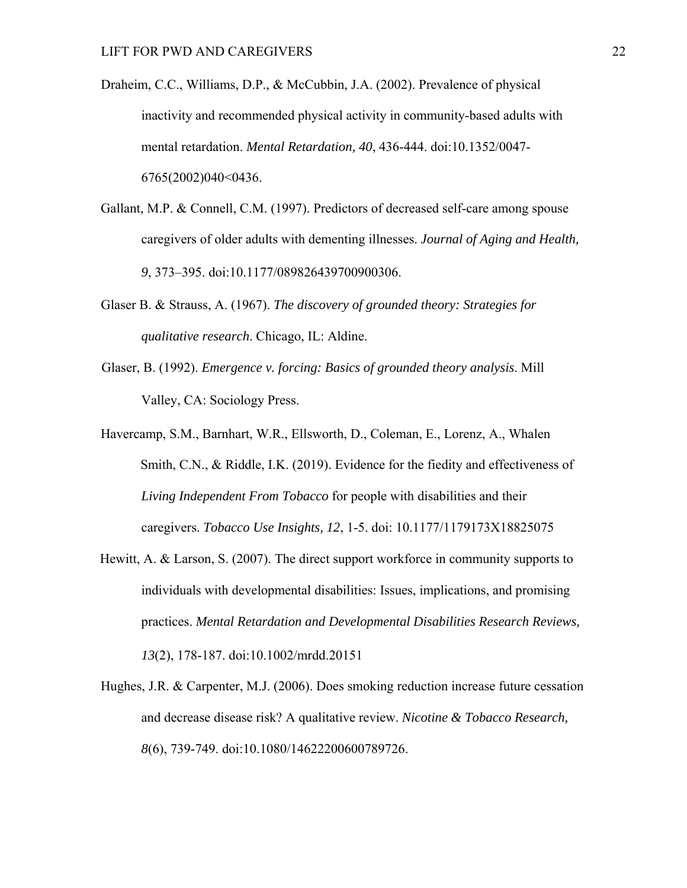Draheim, C.C., Williams, D.P., & McCubbin, J.A. (2002). Prevalence of physical inactivity and recommended physical activity in community-based adults with mental retardation. *Mental Retardation, 40*, 436-444. doi:10.1352/0047-6765(2002)040<0436.

Gallant, M.P. & Connell, C.M. (1997). Predictors of decreased self-care among spouse caregivers of older adults with dementing illnesses. *Journal of Aging and Health, 9*, 373–395. doi:10.1177/089826439700900306.

Glaser B. & Strauss, A. (1967). *The discovery of grounded theory: Strategies for qualitative research*. Chicago, IL: Aldine.

Glaser, B. (1992). *Emergence v. forcing: Basics of grounded theory analysis*. Mill Valley, CA: Sociology Press.

Havercamp, S.M., Barnhart, W.R., Ellsworth, D., Coleman, E., Lorenz, A., Whalen Smith, C.N., & Riddle, I.K. (2019). Evidence for the fiedity and effectiveness of *Living Independent From Tobacco* for people with disabilities and their caregivers. *Tobacco Use Insights, 12*, 1-5. doi: 10.1177/1179173X18825075

Hewitt, A. & Larson, S. (2007). The direct support workforce in community supports to individuals with developmental disabilities: Issues, implications, and promising practices. *Mental Retardation and Developmental Disabilities Research Reviews, 13*(2), 178-187. doi:10.1002/mrdd.20151

Hughes, J.R. & Carpenter, M.J. (2006). Does smoking reduction increase future cessation and decrease disease risk? A qualitative review. *Nicotine & Tobacco Research, 8*(6), 739-749. doi:10.1080/14622200600789726.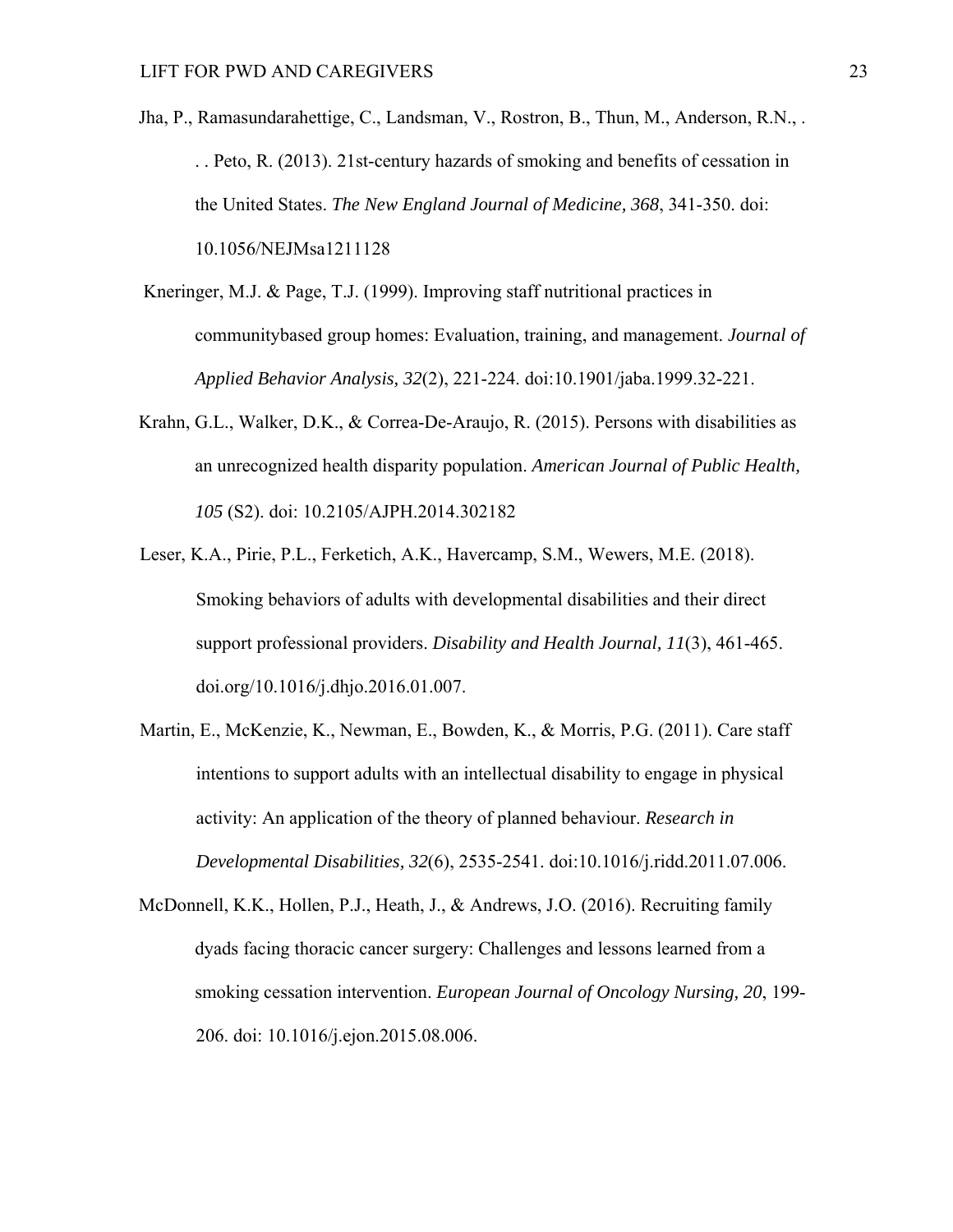Jha, P., Ramasundarahettige, C., Landsman, V., Rostron, B., Thun, M., Anderson, R.N., . . . Peto, R. (2013). 21st-century hazards of smoking and benefits of cessation in the United States. *The New England Journal of Medicine, 368*, 341-350. doi: 10.1056/NEJMsa1211128

Kneringer, M.J. & Page, T.J. (1999). Improving staff nutritional practices in communitybased group homes: Evaluation, training, and management. *Journal of Applied Behavior Analysis, 32*(2), 221-224. doi:10.1901/jaba.1999.32-221.

Krahn, G.L., Walker, D.K., & Correa-De-Araujo, R. (2015). Persons with disabilities as an unrecognized health disparity population. *American Journal of Public Health, 105* (S2). doi: 10.2105/AJPH.2014.302182

Leser, K.A., Pirie, P.L., Ferketich, A.K., Havercamp, S.M., Wewers, M.E. (2018). Smoking behaviors of adults with developmental disabilities and their direct support professional providers. *Disability and Health Journal, 11*(3), 461-465. doi.org/10.1016/j.dhjo.2016.01.007.

Martin, E., McKenzie, K., Newman, E., Bowden, K., & Morris, P.G. (2011). Care staff intentions to support adults with an intellectual disability to engage in physical activity: An application of the theory of planned behaviour. *Research in Developmental Disabilities, 32*(6), 2535-2541. doi:10.1016/j.ridd.2011.07.006.

McDonnell, K.K., Hollen, P.J., Heath, J., & Andrews, J.O. (2016). Recruiting family dyads facing thoracic cancer surgery: Challenges and lessons learned from a smoking cessation intervention. *European Journal of Oncology Nursing, 20*, 199-206. doi: 10.1016/j.ejon.2015.08.006.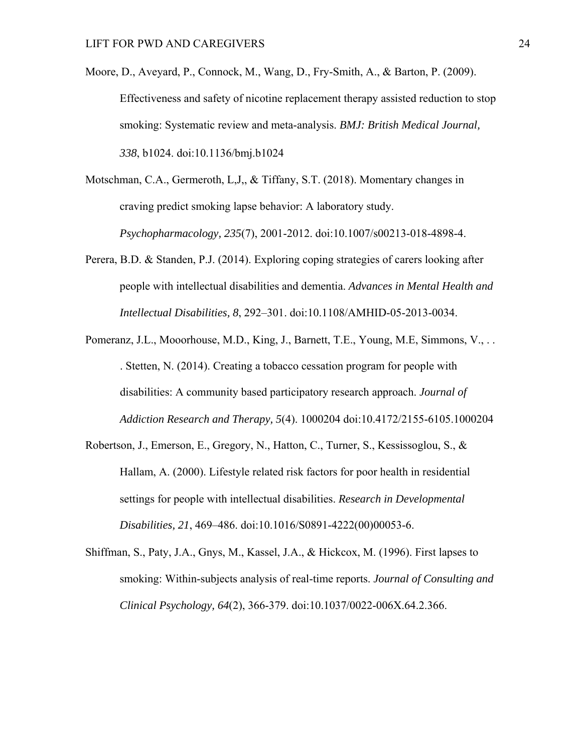Moore, D., Aveyard, P., Connock, M., Wang, D., Fry-Smith, A., & Barton, P. (2009). Effectiveness and safety of nicotine replacement therapy assisted reduction to stop smoking: Systematic review and meta-analysis. *BMJ: British Medical Journal, 338*, b1024. doi:10.1136/bmj.b1024

Motschman, C.A., Germeroth, L,J,, & Tiffany, S.T. (2018). Momentary changes in craving predict smoking lapse behavior: A laboratory study. *Psychopharmacology, 235*(7), 2001-2012. doi:10.1007/s00213-018-4898-4.

Perera, B.D. & Standen, P.J. (2014). Exploring coping strategies of carers looking after people with intellectual disabilities and dementia. *Advances in Mental Health and Intellectual Disabilities, 8*, 292–301. doi:10.1108/AMHID-05-2013-0034.

Pomeranz, J.L., Mooorhouse, M.D., King, J., Barnett, T.E., Young, M.E, Simmons, V., . . . Stetten, N. (2014). Creating a tobacco cessation program for people with disabilities: A community based participatory research approach. *Journal of Addiction Research and Therapy, 5*(4). 1000204 doi:10.4172/2155-6105.1000204

Robertson, J., Emerson, E., Gregory, N., Hatton, C., Turner, S., Kessissoglou, S., & Hallam, A. (2000). Lifestyle related risk factors for poor health in residential settings for people with intellectual disabilities. *Research in Developmental Disabilities, 21*, 469–486. doi:10.1016/S0891-4222(00)00053-6.

Shiffman, S., Paty, J.A., Gnys, M., Kassel, J.A., & Hickcox, M. (1996). First lapses to smoking: Within-subjects analysis of real-time reports. *Journal of Consulting and Clinical Psychology, 64*(2), 366-379. doi:10.1037/0022-006X.64.2.366.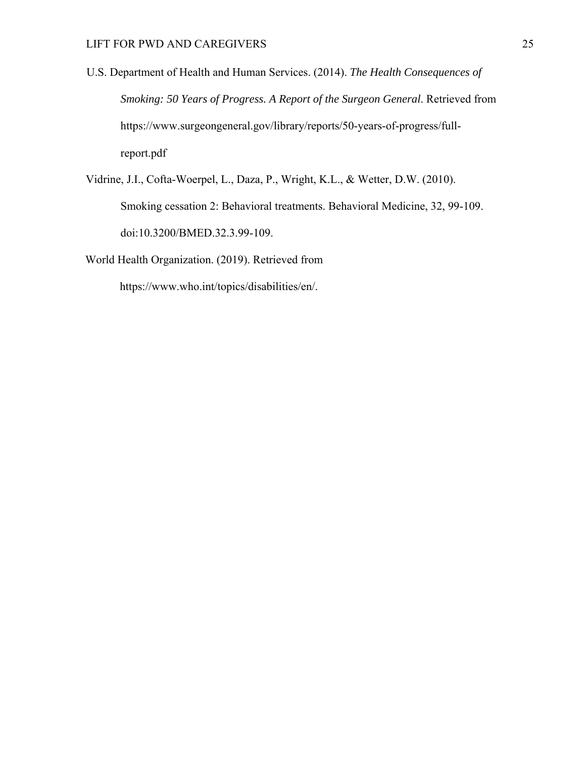U.S. Department of Health and Human Services. (2014). *The Health Consequences of Smoking: 50 Years of Progress. A Report of the Surgeon General*. Retrieved from https://www.surgeongeneral.gov/library/reports/50-years-of-progress/full-report.pdf

Vidrine, J.I., Cofta-Woerpel, L., Daza, P., Wright, K.L., & Wetter, D.W. (2010). Smoking cessation 2: Behavioral treatments. Behavioral Medicine, 32, 99-109. doi:10.3200/BMED.32.3.99-109.

World Health Organization. (2019). Retrieved from https://www.who.int/topics/disabilities/en/.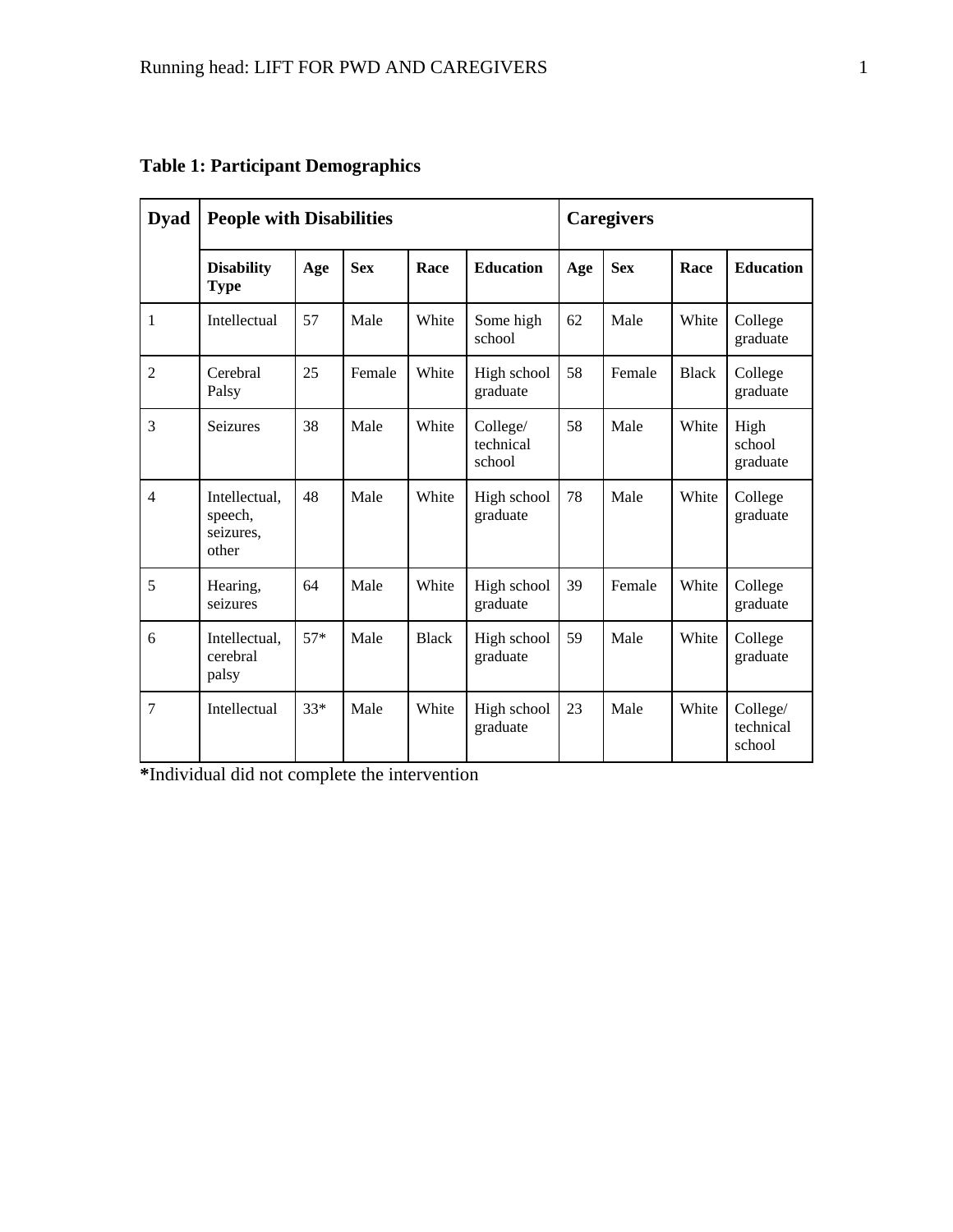**Table 1: Participant Demographics**

| Dyad | People with Disabilities | | | | | Caregivers | | | |
|---|---|---|---|---|---|---|---|---|---|
| | **Disability Type** | **Age** | **Sex** | **Race** | **Education** | **Age** | **Sex** | **Race** | **Education** |
| 1 | Intellectual | 57 | Male | White | Some high school | 62 | Male | White | College graduate |
| 2 | Cerebral Palsy | 25 | Female | White | High school graduate | 58 | Female | Black | College graduate |
| 3 | Seizures | 38 | Male | White | College/ technical school | 58 | Male | White | High school graduate |
| 4 | Intellectual, speech, seizures, other | 48 | Male | White | High school graduate | 78 | Male | White | College graduate |
| 5 | Hearing, seizures | 64 | Male | White | High school graduate | 39 | Female | White | College graduate |
| 6 | Intellectual, cerebral palsy | 57* | Male | Black | High school graduate | 59 | Male | White | College graduate |
| 7 | Intellectual | 33* | Male | White | High school graduate | 23 | Male | White | College/ technical school |

**\***Individual did not complete the intervention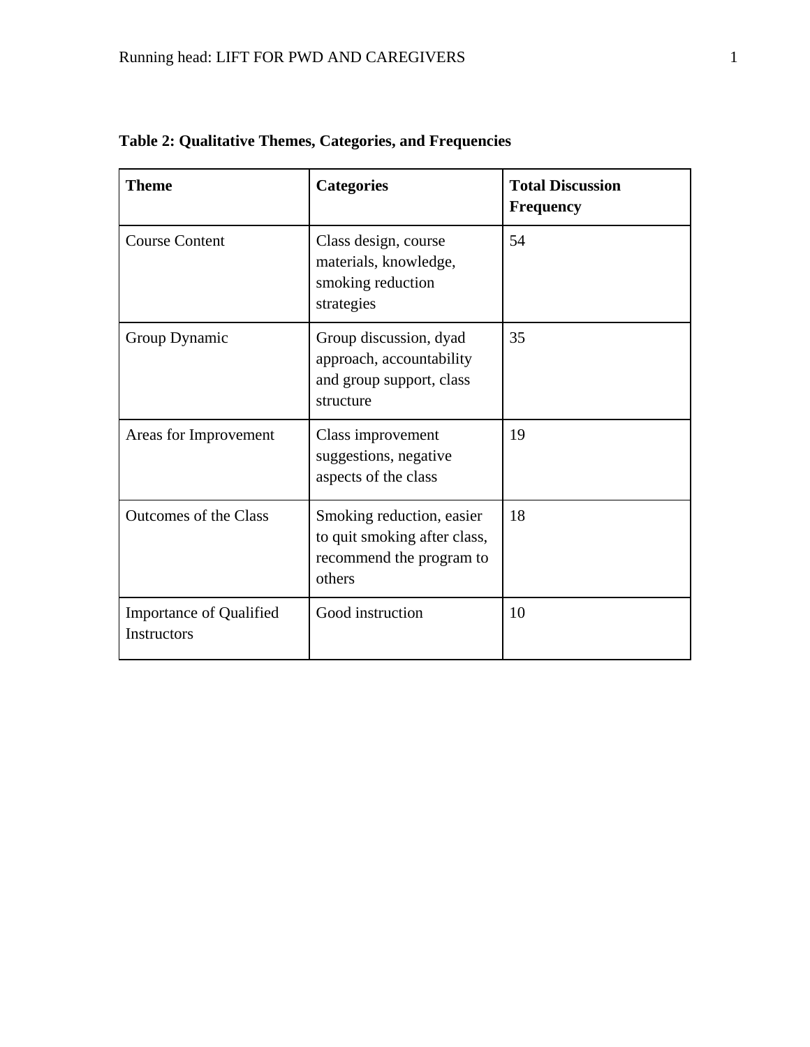**Table 2: Qualitative Themes, Categories, and Frequencies**

| Theme | Categories | Total Discussion Frequency |
|---|---|---|
| Course Content | Class design, course materials, knowledge, smoking reduction strategies | 54 |
| Group Dynamic | Group discussion, dyad approach, accountability and group support, class structure | 35 |
| Areas for Improvement | Class improvement suggestions, negative aspects of the class | 19 |
| Outcomes of the Class | Smoking reduction, easier to quit smoking after class, recommend the program to others | 18 |
| Importance of Qualified Instructors | Good instruction | 10 |